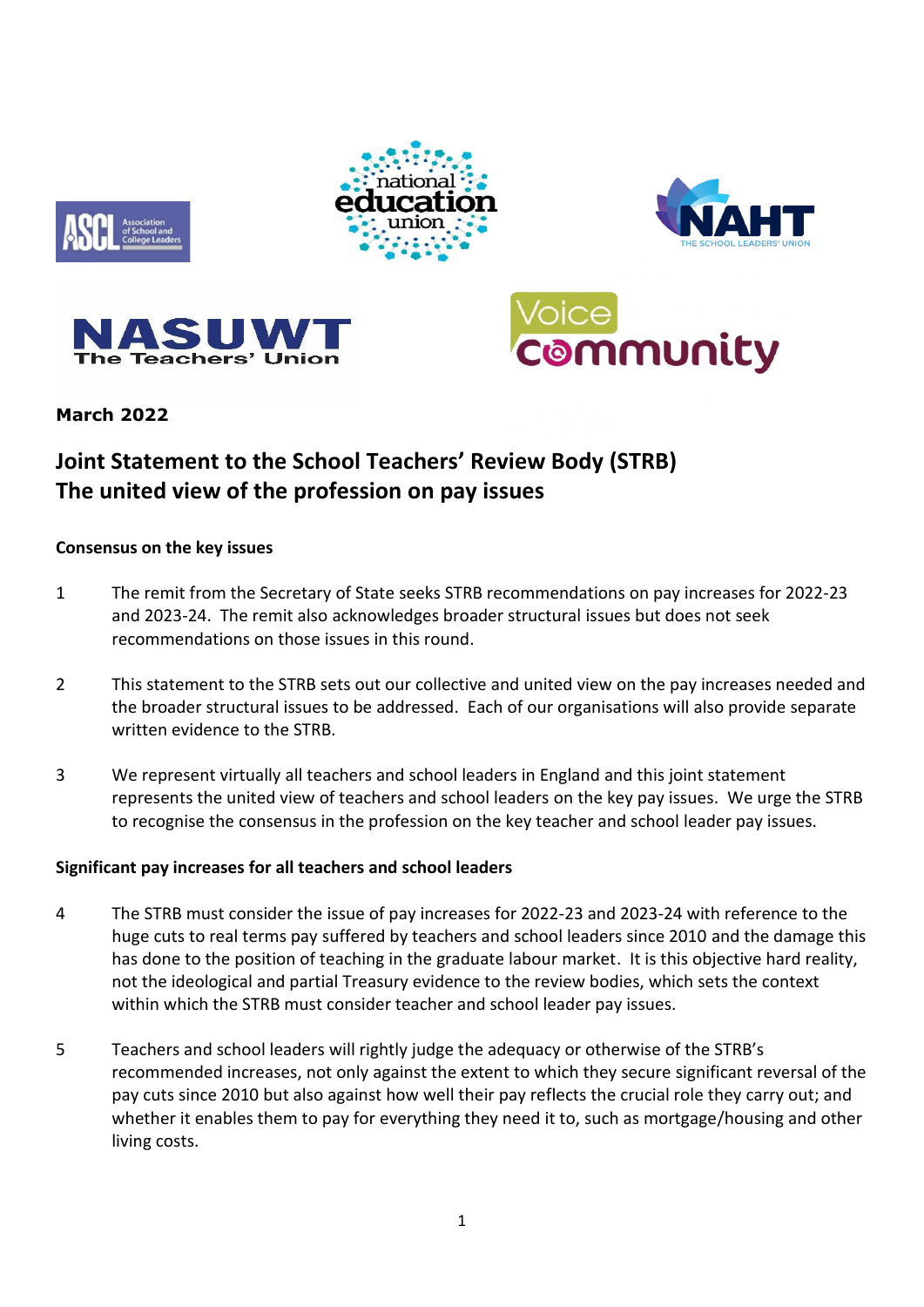March 2022

# Joint Statement to the School Teachers' Review Body (STRB)
# The united view of the profession on pay issues

**Consensus on the key issues**

1 The remit from the Secretary of State seeks STRB recommendations on pay increases for 2022-23 and 2023-24. The remit also acknowledges broader structural issues but does not seek recommendations on those issues in this round.

2 This statement to the STRB sets out our collective and united view on the pay increases needed and the broader structural issues to be addressed. Each of our organisations will also provide separate written evidence to the STRB.

3 We represent virtually all teachers and school leaders in England and this joint statement represents the united view of teachers and school leaders on the key pay issues. We urge the STRB to recognise the consensus in the profession on the key teacher and school leader pay issues.

**Significant pay increases for all teachers and school leaders**

4 The STRB must consider the issue of pay increases for 2022-23 and 2023-24 with reference to the huge cuts to real terms pay suffered by teachers and school leaders since 2010 and the damage this has done to the position of teaching in the graduate labour market. It is this objective hard reality, not the ideological and partial Treasury evidence to the review bodies, which sets the context within which the STRB must consider teacher and school leader pay issues.

5 Teachers and school leaders will rightly judge the adequacy or otherwise of the STRB's recommended increases, not only against the extent to which they secure significant reversal of the pay cuts since 2010 but also against how well their pay reflects the crucial role they carry out; and whether it enables them to pay for everything they need it to, such as mortgage/housing and other living costs.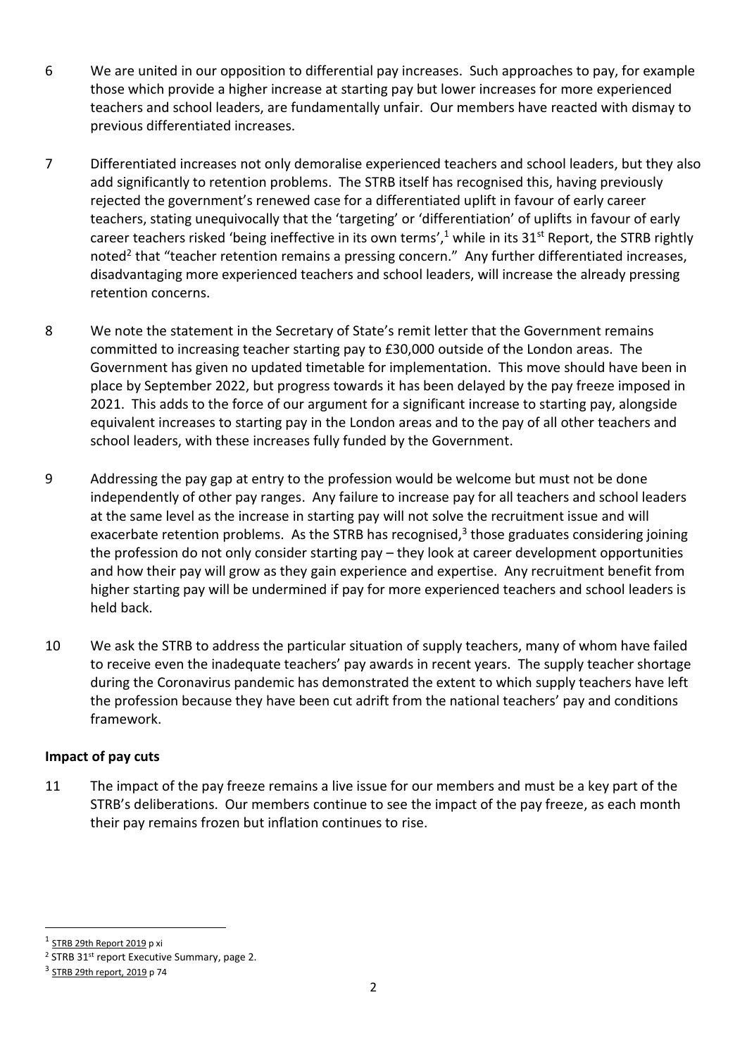6 We are united in our opposition to differential pay increases. Such approaches to pay, for example those which provide a higher increase at starting pay but lower increases for more experienced teachers and school leaders, are fundamentally unfair. Our members have reacted with dismay to previous differentiated increases.

7 Differentiated increases not only demoralise experienced teachers and school leaders, but they also add significantly to retention problems. The STRB itself has recognised this, having previously rejected the government's renewed case for a differentiated uplift in favour of early career teachers, stating unequivocally that the 'targeting' or 'differentiation' of uplifts in favour of early career teachers risked 'being ineffective in its own terms',[1] while in its 31st Report, the STRB rightly noted[2] that "teacher retention remains a pressing concern." Any further differentiated increases, disadvantaging more experienced teachers and school leaders, will increase the already pressing retention concerns.

8 We note the statement in the Secretary of State's remit letter that the Government remains committed to increasing teacher starting pay to £30,000 outside of the London areas. The Government has given no updated timetable for implementation. This move should have been in place by September 2022, but progress towards it has been delayed by the pay freeze imposed in 2021. This adds to the force of our argument for a significant increase to starting pay, alongside equivalent increases to starting pay in the London areas and to the pay of all other teachers and school leaders, with these increases fully funded by the Government.

9 Addressing the pay gap at entry to the profession would be welcome but must not be done independently of other pay ranges. Any failure to increase pay for all teachers and school leaders at the same level as the increase in starting pay will not solve the recruitment issue and will exacerbate retention problems. As the STRB has recognised,[3] those graduates considering joining the profession do not only consider starting pay – they look at career development opportunities and how their pay will grow as they gain experience and expertise. Any recruitment benefit from higher starting pay will be undermined if pay for more experienced teachers and school leaders is held back.

10 We ask the STRB to address the particular situation of supply teachers, many of whom have failed to receive even the inadequate teachers' pay awards in recent years. The supply teacher shortage during the Coronavirus pandemic has demonstrated the extent to which supply teachers have left the profession because they have been cut adrift from the national teachers' pay and conditions framework.

**Impact of pay cuts**

11 The impact of the pay freeze remains a live issue for our members and must be a key part of the STRB's deliberations. Our members continue to see the impact of the pay freeze, as each month their pay remains frozen but inflation continues to rise.

---

[1] STRB 29th Report 2019 p xi

[2] STRB 31st report Executive Summary, page 2.

[3] STRB 29th report, 2019 p 74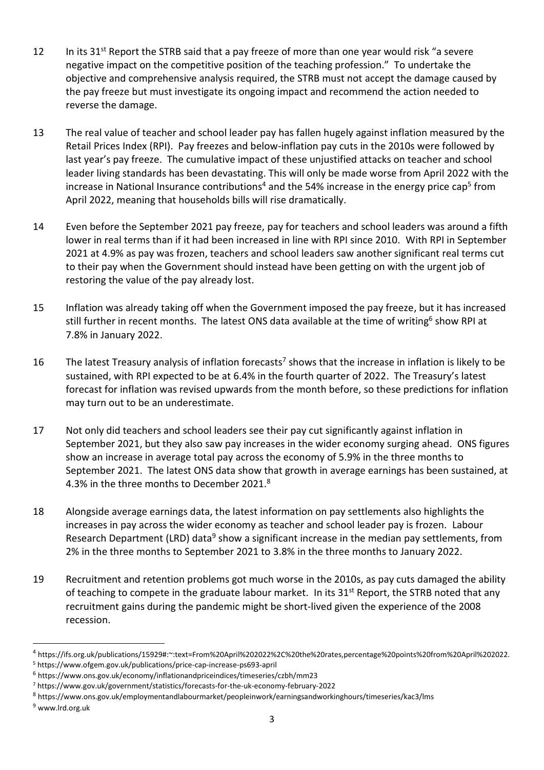12 In its 31st Report the STRB said that a pay freeze of more than one year would risk "a severe negative impact on the competitive position of the teaching profession." To undertake the objective and comprehensive analysis required, the STRB must not accept the damage caused by the pay freeze but must investigate its ongoing impact and recommend the action needed to reverse the damage.

13 The real value of teacher and school leader pay has fallen hugely against inflation measured by the Retail Prices Index (RPI). Pay freezes and below-inflation pay cuts in the 2010s were followed by last year's pay freeze. The cumulative impact of these unjustified attacks on teacher and school leader living standards has been devastating. This will only be made worse from April 2022 with the increase in National Insurance contributions[4] and the 54% increase in the energy price cap[5] from April 2022, meaning that households bills will rise dramatically.

14 Even before the September 2021 pay freeze, pay for teachers and school leaders was around a fifth lower in real terms than if it had been increased in line with RPI since 2010. With RPI in September 2021 at 4.9% as pay was frozen, teachers and school leaders saw another significant real terms cut to their pay when the Government should instead have been getting on with the urgent job of restoring the value of the pay already lost.

15 Inflation was already taking off when the Government imposed the pay freeze, but it has increased still further in recent months. The latest ONS data available at the time of writing[6] show RPI at 7.8% in January 2022.

16 The latest Treasury analysis of inflation forecasts[7] shows that the increase in inflation is likely to be sustained, with RPI expected to be at 6.4% in the fourth quarter of 2022. The Treasury's latest forecast for inflation was revised upwards from the month before, so these predictions for inflation may turn out to be an underestimate.

17 Not only did teachers and school leaders see their pay cut significantly against inflation in September 2021, but they also saw pay increases in the wider economy surging ahead. ONS figures show an increase in average total pay across the economy of 5.9% in the three months to September 2021. The latest ONS data show that growth in average earnings has been sustained, at 4.3% in the three months to December 2021.[8]

18 Alongside average earnings data, the latest information on pay settlements also highlights the increases in pay across the wider economy as teacher and school leader pay is frozen. Labour Research Department (LRD) data[9] show a significant increase in the median pay settlements, from 2% in the three months to September 2021 to 3.8% in the three months to January 2022.

19 Recruitment and retention problems got much worse in the 2010s, as pay cuts damaged the ability of teaching to compete in the graduate labour market. In its 31st Report, the STRB noted that any recruitment gains during the pandemic might be short-lived given the experience of the 2008 recession.

---

[4] https://ifs.org.uk/publications/15929#:~:text=From%20April%202022%2C%20the%20rates,percentage%20points%20from%20April%202022.

[5] https://www.ofgem.gov.uk/publications/price-cap-increase-ps693-april

[6] https://www.ons.gov.uk/economy/inflationandpriceindices/timeseries/czbh/mm23

[7] https://www.gov.uk/government/statistics/forecasts-for-the-uk-economy-february-2022

[8] https://www.ons.gov.uk/employmentandlabourmarket/peopleinwork/earningsandworkinghours/timeseries/kac3/lms

[9] www.lrd.org.uk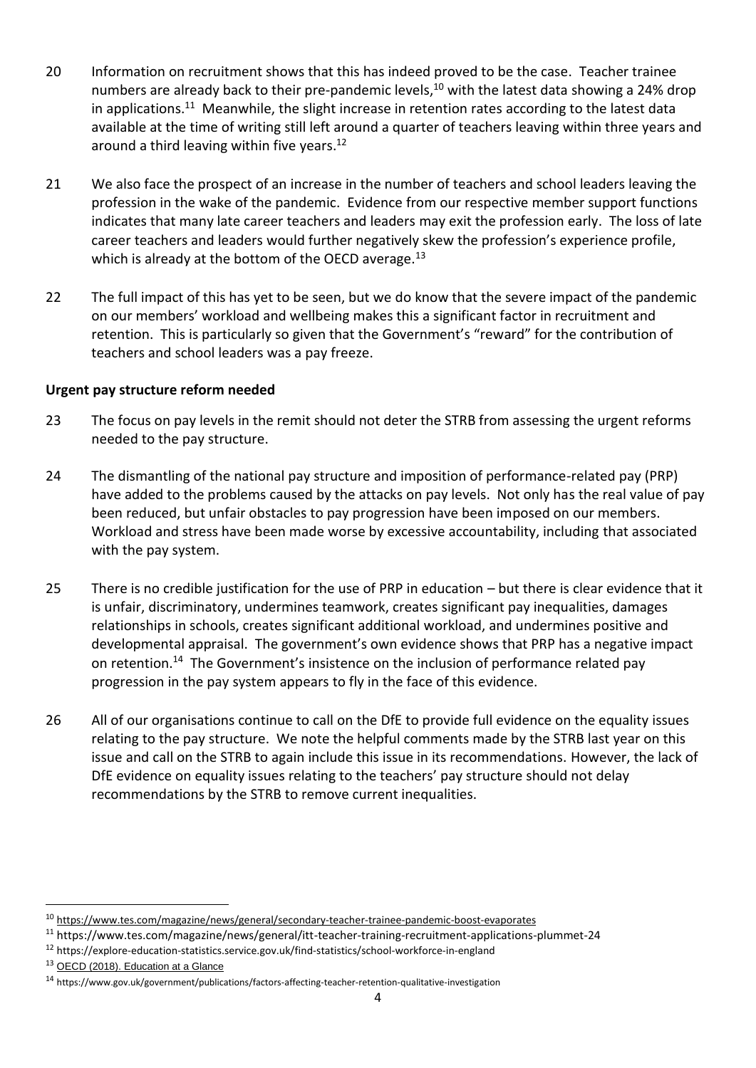20 Information on recruitment shows that this has indeed proved to be the case. Teacher trainee numbers are already back to their pre-pandemic levels,[10] with the latest data showing a 24% drop in applications.[11] Meanwhile, the slight increase in retention rates according to the latest data available at the time of writing still left around a quarter of teachers leaving within three years and around a third leaving within five years.[12]

21 We also face the prospect of an increase in the number of teachers and school leaders leaving the profession in the wake of the pandemic. Evidence from our respective member support functions indicates that many late career teachers and leaders may exit the profession early. The loss of late career teachers and leaders would further negatively skew the profession's experience profile, which is already at the bottom of the OECD average.[13]

22 The full impact of this has yet to be seen, but we do know that the severe impact of the pandemic on our members' workload and wellbeing makes this a significant factor in recruitment and retention. This is particularly so given that the Government's "reward" for the contribution of teachers and school leaders was a pay freeze.

**Urgent pay structure reform needed**

23 The focus on pay levels in the remit should not deter the STRB from assessing the urgent reforms needed to the pay structure.

24 The dismantling of the national pay structure and imposition of performance-related pay (PRP) have added to the problems caused by the attacks on pay levels. Not only has the real value of pay been reduced, but unfair obstacles to pay progression have been imposed on our members. Workload and stress have been made worse by excessive accountability, including that associated with the pay system.

25 There is no credible justification for the use of PRP in education – but there is clear evidence that it is unfair, discriminatory, undermines teamwork, creates significant pay inequalities, damages relationships in schools, creates significant additional workload, and undermines positive and developmental appraisal. The government's own evidence shows that PRP has a negative impact on retention.[14] The Government's insistence on the inclusion of performance related pay progression in the pay system appears to fly in the face of this evidence.

26 All of our organisations continue to call on the DfE to provide full evidence on the equality issues relating to the pay structure. We note the helpful comments made by the STRB last year on this issue and call on the STRB to again include this issue in its recommendations. However, the lack of DfE evidence on equality issues relating to the teachers' pay structure should not delay recommendations by the STRB to remove current inequalities.

---

[10] https://www.tes.com/magazine/news/general/secondary-teacher-trainee-pandemic-boost-evaporates

[11] https://www.tes.com/magazine/news/general/itt-teacher-training-recruitment-applications-plummet-24

[12] https://explore-education-statistics.service.gov.uk/find-statistics/school-workforce-in-england

[13] OECD (2018). Education at a Glance

[14] https://www.gov.uk/government/publications/factors-affecting-teacher-retention-qualitative-investigation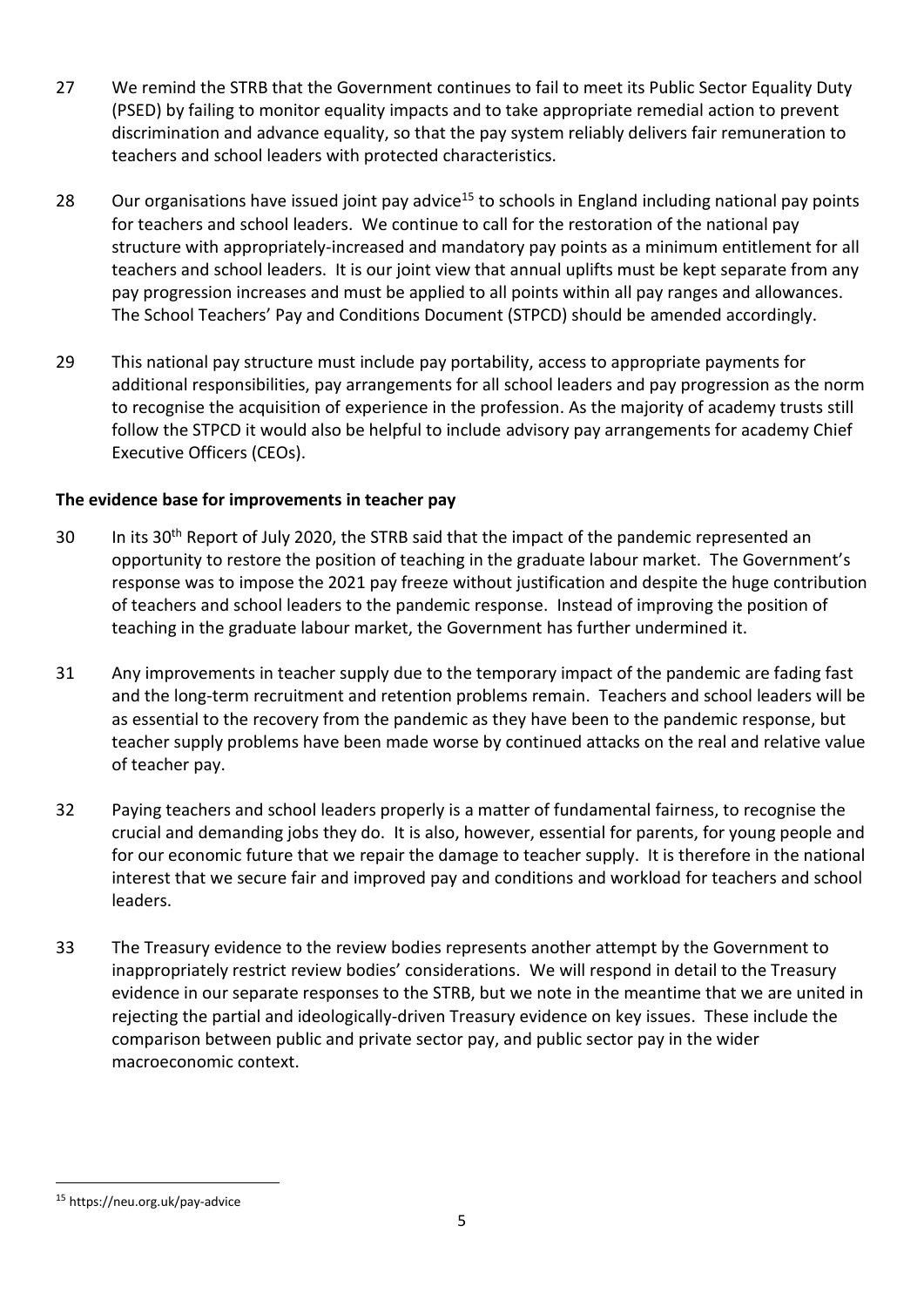27 We remind the STRB that the Government continues to fail to meet its Public Sector Equality Duty (PSED) by failing to monitor equality impacts and to take appropriate remedial action to prevent discrimination and advance equality, so that the pay system reliably delivers fair remuneration to teachers and school leaders with protected characteristics.

28 Our organisations have issued joint pay advice[15] to schools in England including national pay points for teachers and school leaders. We continue to call for the restoration of the national pay structure with appropriately-increased and mandatory pay points as a minimum entitlement for all teachers and school leaders. It is our joint view that annual uplifts must be kept separate from any pay progression increases and must be applied to all points within all pay ranges and allowances. The School Teachers' Pay and Conditions Document (STPCD) should be amended accordingly.

29 This national pay structure must include pay portability, access to appropriate payments for additional responsibilities, pay arrangements for all school leaders and pay progression as the norm to recognise the acquisition of experience in the profession. As the majority of academy trusts still follow the STPCD it would also be helpful to include advisory pay arrangements for academy Chief Executive Officers (CEOs).

**The evidence base for improvements in teacher pay**

30 In its 30th Report of July 2020, the STRB said that the impact of the pandemic represented an opportunity to restore the position of teaching in the graduate labour market. The Government's response was to impose the 2021 pay freeze without justification and despite the huge contribution of teachers and school leaders to the pandemic response. Instead of improving the position of teaching in the graduate labour market, the Government has further undermined it.

31 Any improvements in teacher supply due to the temporary impact of the pandemic are fading fast and the long-term recruitment and retention problems remain. Teachers and school leaders will be as essential to the recovery from the pandemic as they have been to the pandemic response, but teacher supply problems have been made worse by continued attacks on the real and relative value of teacher pay.

32 Paying teachers and school leaders properly is a matter of fundamental fairness, to recognise the crucial and demanding jobs they do. It is also, however, essential for parents, for young people and for our economic future that we repair the damage to teacher supply. It is therefore in the national interest that we secure fair and improved pay and conditions and workload for teachers and school leaders.

33 The Treasury evidence to the review bodies represents another attempt by the Government to inappropriately restrict review bodies' considerations. We will respond in detail to the Treasury evidence in our separate responses to the STRB, but we note in the meantime that we are united in rejecting the partial and ideologically-driven Treasury evidence on key issues. These include the comparison between public and private sector pay, and public sector pay in the wider macroeconomic context.

[15] https://neu.org.uk/pay-advice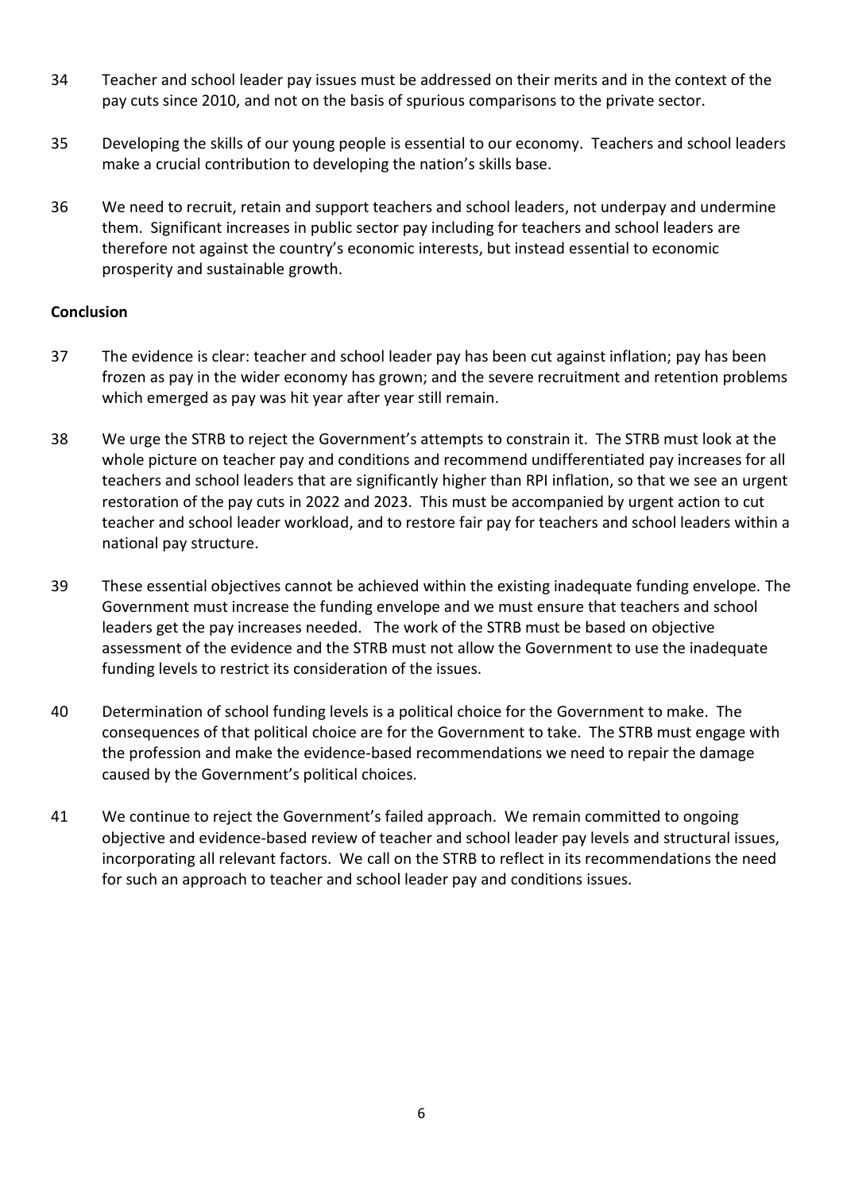34 Teacher and school leader pay issues must be addressed on their merits and in the context of the pay cuts since 2010, and not on the basis of spurious comparisons to the private sector.

35 Developing the skills of our young people is essential to our economy. Teachers and school leaders make a crucial contribution to developing the nation's skills base.

36 We need to recruit, retain and support teachers and school leaders, not underpay and undermine them. Significant increases in public sector pay including for teachers and school leaders are therefore not against the country's economic interests, but instead essential to economic prosperity and sustainable growth.

**Conclusion**

37 The evidence is clear: teacher and school leader pay has been cut against inflation; pay has been frozen as pay in the wider economy has grown; and the severe recruitment and retention problems which emerged as pay was hit year after year still remain.

38 We urge the STRB to reject the Government's attempts to constrain it. The STRB must look at the whole picture on teacher pay and conditions and recommend undifferentiated pay increases for all teachers and school leaders that are significantly higher than RPI inflation, so that we see an urgent restoration of the pay cuts in 2022 and 2023. This must be accompanied by urgent action to cut teacher and school leader workload, and to restore fair pay for teachers and school leaders within a national pay structure.

39 These essential objectives cannot be achieved within the existing inadequate funding envelope. The Government must increase the funding envelope and we must ensure that teachers and school leaders get the pay increases needed. The work of the STRB must be based on objective assessment of the evidence and the STRB must not allow the Government to use the inadequate funding levels to restrict its consideration of the issues.

40 Determination of school funding levels is a political choice for the Government to make. The consequences of that political choice are for the Government to take. The STRB must engage with the profession and make the evidence-based recommendations we need to repair the damage caused by the Government's political choices.

41 We continue to reject the Government's failed approach. We remain committed to ongoing objective and evidence-based review of teacher and school leader pay levels and structural issues, incorporating all relevant factors. We call on the STRB to reflect in its recommendations the need for such an approach to teacher and school leader pay and conditions issues.